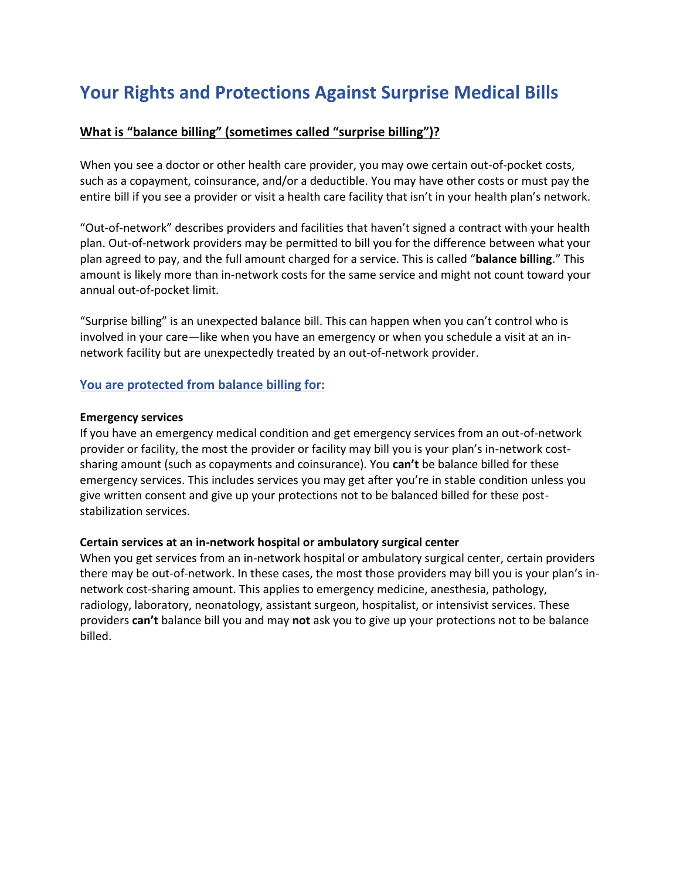# Your Rights and Protections Against Surprise Medical Bills

## What is "balance billing" (sometimes called "surprise billing")?

When you see a doctor or other health care provider, you may owe certain out-of-pocket costs, such as a copayment, coinsurance, and/or a deductible. You may have other costs or must pay the entire bill if you see a provider or visit a health care facility that isn't in your health plan's network.

"Out-of-network" describes providers and facilities that haven't signed a contract with your health plan. Out-of-network providers may be permitted to bill you for the difference between what your plan agreed to pay, and the full amount charged for a service. This is called "**balance billing**." This amount is likely more than in-network costs for the same service and might not count toward your annual out-of-pocket limit.

"Surprise billing" is an unexpected balance bill. This can happen when you can't control who is involved in your care—like when you have an emergency or when you schedule a visit at an in-network facility but are unexpectedly treated by an out-of-network provider.

## You are protected from balance billing for:

**Emergency services**
If you have an emergency medical condition and get emergency services from an out-of-network provider or facility, the most the provider or facility may bill you is your plan's in-network cost-sharing amount (such as copayments and coinsurance). You **can't** be balance billed for these emergency services. This includes services you may get after you're in stable condition unless you give written consent and give up your protections not to be balanced billed for these post-stabilization services.

**Certain services at an in-network hospital or ambulatory surgical center**
When you get services from an in-network hospital or ambulatory surgical center, certain providers there may be out-of-network. In these cases, the most those providers may bill you is your plan's in-network cost-sharing amount. This applies to emergency medicine, anesthesia, pathology, radiology, laboratory, neonatology, assistant surgeon, hospitalist, or intensivist services. These providers **can't** balance bill you and may **not** ask you to give up your protections not to be balance billed.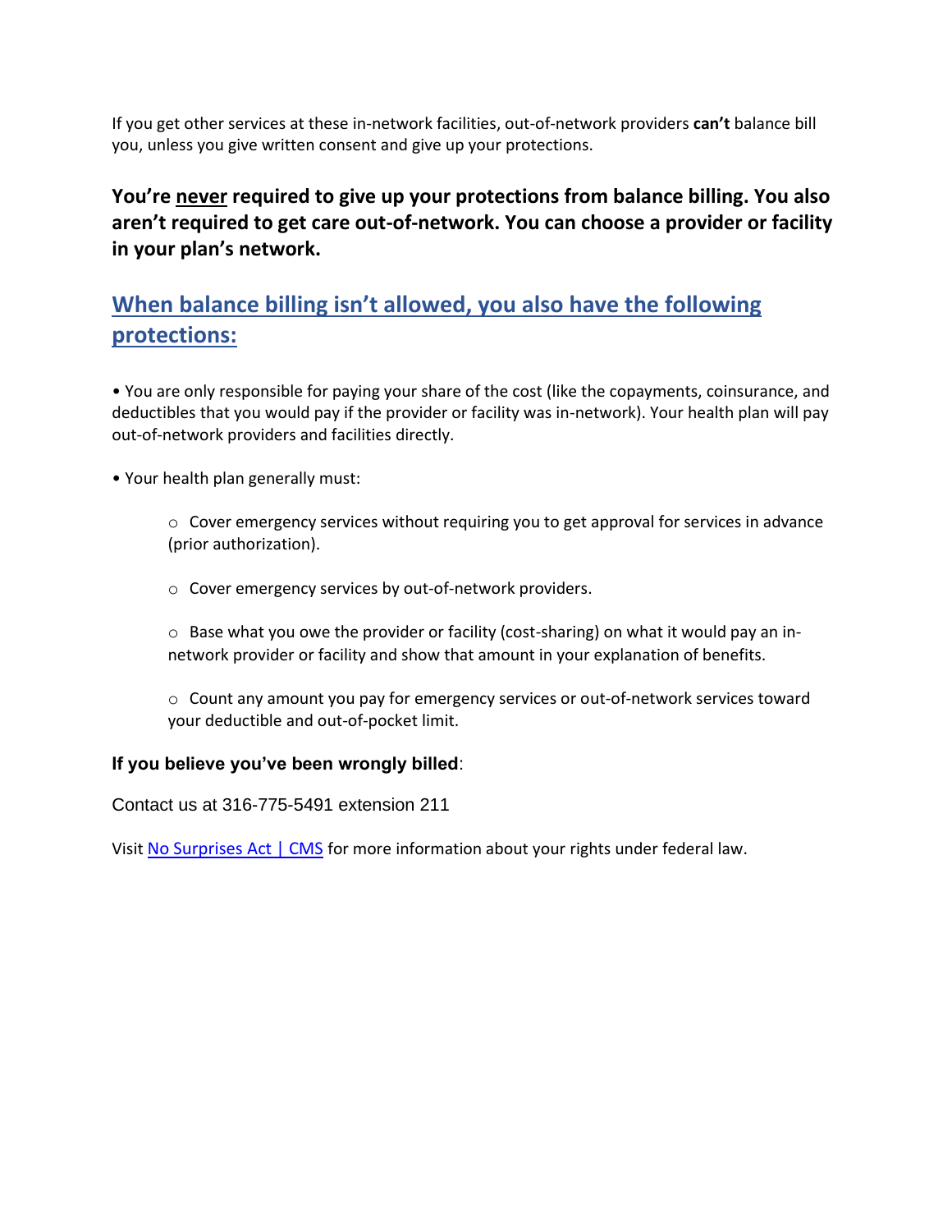If you get other services at these in-network facilities, out-of-network providers **can't** balance bill you, unless you give written consent and give up your protections.

**You're never required to give up your protections from balance billing. You also aren't required to get care out-of-network. You can choose a provider or facility in your plan's network.**

## When balance billing isn't allowed, you also have the following protections:

- You are only responsible for paying your share of the cost (like the copayments, coinsurance, and deductibles that you would pay if the provider or facility was in-network). Your health plan will pay out-of-network providers and facilities directly.

- Your health plan generally must:

  - Cover emergency services without requiring you to get approval for services in advance (prior authorization).

  - Cover emergency services by out-of-network providers.

  - Base what you owe the provider or facility (cost-sharing) on what it would pay an in-network provider or facility and show that amount in your explanation of benefits.

  - Count any amount you pay for emergency services or out-of-network services toward your deductible and out-of-pocket limit.

**If you believe you've been wrongly billed**:

Contact us at 316-775-5491 extension 211

Visit [No Surprises Act | CMS] for more information about your rights under federal law.